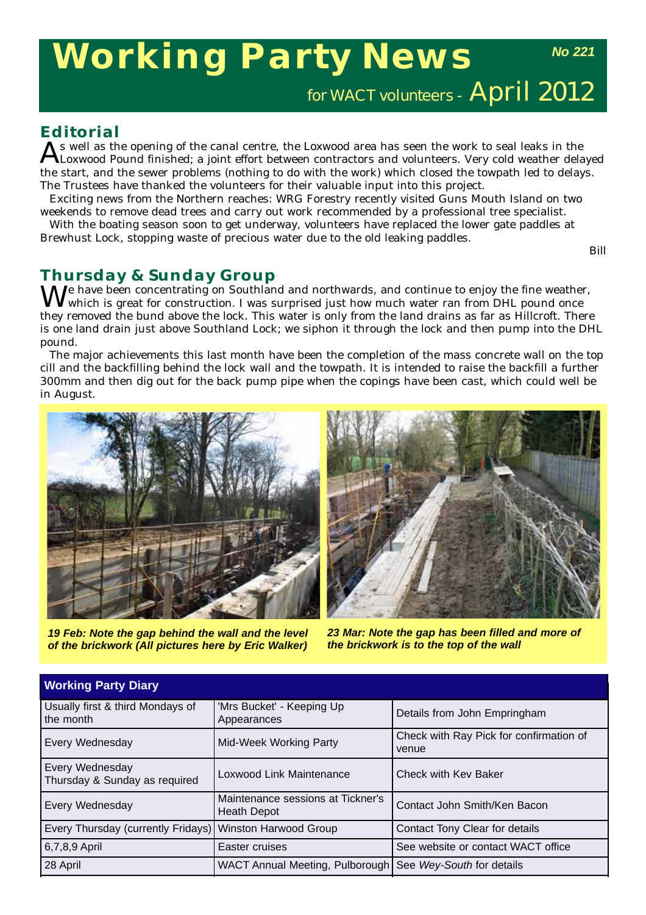# Working Party News

**No 221**

for WACT volunteers - April 2012

## Editorial

As well as the opening of the canal centre, the Loxwood area has seen the work to seal leaks in the Loxwood Pound finished; a joint effort between contractors and volunteers. Very cold weather delayed the start, and the sewer problems (nothing to do with the work) which closed the towpath led to delays. The Trustees have thanked the volunteers for their valuable input into this project.

Exciting news from the Northern reaches: WRG Forestry recently visited Guns Mouth Island on two weekends to remove dead trees and carry out work recommended by a professional tree specialist.

With the boating season soon to get underway, volunteers have replaced the lower gate paddles at Brewhust Lock, stopping waste of precious water due to the old leaking paddles.

Bill

## Thursday & Sunday Group

We have been concentrating on Southland and northwards, and continue to enjoy the fine weather, which is great for construction. I was surprised just how much water ran from DHL pound once they removed the bund above the lock. This water is only from the land drains as far as Hillcroft. There is one land drain just above Southland Lock; we siphon it through the lock and then pump into the DHL pound.

The major achievements this last month have been the completion of the mass concrete wall on the top cill and the backfilling behind the lock wall and the towpath. It is intended to raise the backfill a further 300mm and then dig out for the back pump pipe when the copings have been cast, which could well be in August.

***19 Feb: Note the gap behind the wall and the level of the brickwork (All pictures here by Eric Walker)***

***23 Mar: Note the gap has been filled and more of the brickwork is to the top of the wall***

| Working Party Diary | | |
|---|---|---|
| Usually first & third Mondays of the month | 'Mrs Bucket' - Keeping Up Appearances | Details from John Empringham |
| Every Wednesday | Mid-Week Working Party | Check with Ray Pick for confirmation of venue |
| Every Wednesday<br>Thursday & Sunday as required | Loxwood Link Maintenance | Check with Kev Baker |
| Every Wednesday | Maintenance sessions at Tickner's Heath Depot | Contact John Smith/Ken Bacon |
| Every Thursday (currently Fridays) | Winston Harwood Group | Contact Tony Clear for details |
| 6,7,8,9 April | Easter cruises | See website or contact WACT office |
| 28 April | WACT Annual Meeting, Pulborough | See *Wey-South* for details |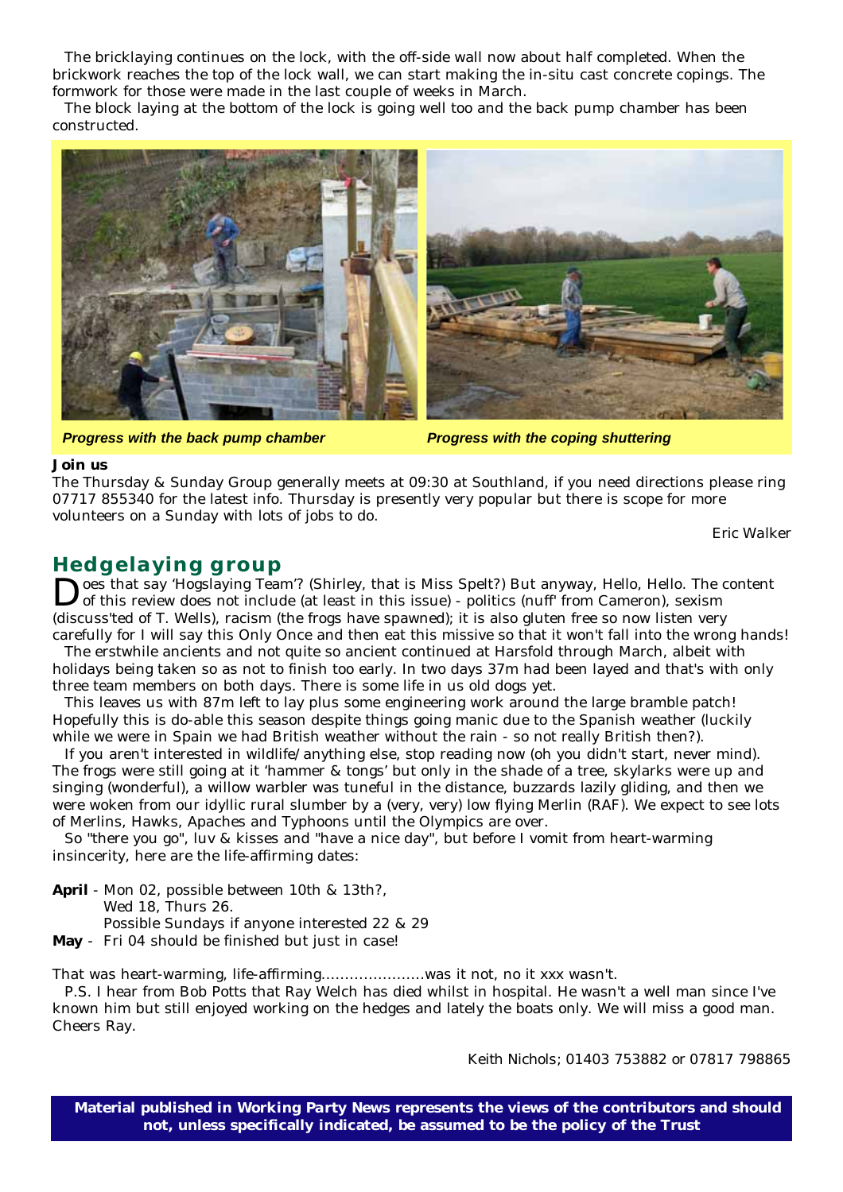The bricklaying continues on the lock, with the off-side wall now about half completed. When the brickwork reaches the top of the lock wall, we can start making the in-situ cast concrete copings. The formwork for those were made in the last couple of weeks in March.

The block laying at the bottom of the lock is going well too and the back pump chamber has been constructed.

***Progress with the back pump chamber***

***Progress with the coping shuttering***

**Join us**

The Thursday & Sunday Group generally meets at 09:30 at Southland, if you need directions please ring 07717 855340 for the latest info. Thursday is presently very popular but there is scope for more volunteers on a Sunday with lots of jobs to do.

Eric Walker

## Hedgelaying group

Does that say 'Hogslaying Team'? (Shirley, that is Miss Spelt?) But anyway, Hello, Hello. The content of this review does not include (at least in this issue) - politics (nuff' from Cameron), sexism (discuss'ted of T. Wells), racism (the frogs have spawned); it is also gluten free so now listen very carefully for I will say this Only Once and then eat this missive so that it won't fall into the wrong hands!

The erstwhile ancients and not quite so ancient continued at Harsfold through March, albeit with holidays being taken so as not to finish too early. In two days 37m had been layed and that's with only three team members on both days. There is some life in us old dogs yet.

This leaves us with 87m left to lay plus some engineering work around the large bramble patch! Hopefully this is do-able this season despite things going manic due to the Spanish weather (luckily while we were in Spain we had British weather without the rain - so not really British then?).

If you aren't interested in wildlife/anything else, stop reading now (oh you didn't start, never mind). The frogs were still going at it 'hammer & tongs' but only in the shade of a tree, skylarks were up and singing (wonderful), a willow warbler was tuneful in the distance, buzzards lazily gliding, and then we were woken from our idyllic rural slumber by a (very, very) low flying Merlin (RAF). We expect to see lots of Merlins, Hawks, Apaches and Typhoons until the Olympics are over.

So "there you go", luv & kisses and "have a nice day", but before I vomit from heart-warming insincerity, here are the life-affirming dates:

**April** - Mon 02, possible between 10th & 13th?,
Wed 18, Thurs 26.
Possible Sundays if anyone interested 22 & 29

**May** - Fri 04 should be finished but just in case!

That was heart-warming, life-affirming......................was it not, no it xxx wasn't.

P.S. I hear from Bob Potts that Ray Welch has died whilst in hospital. He wasn't a well man since I've known him but still enjoyed working on the hedges and lately the boats only. We will miss a good man. Cheers Ray.

Keith Nichols; 01403 753882 or 07817 798865

**Material published in Working Party News represents the views of the contributors and should not, unless specifically indicated, be assumed to be the policy of the Trust**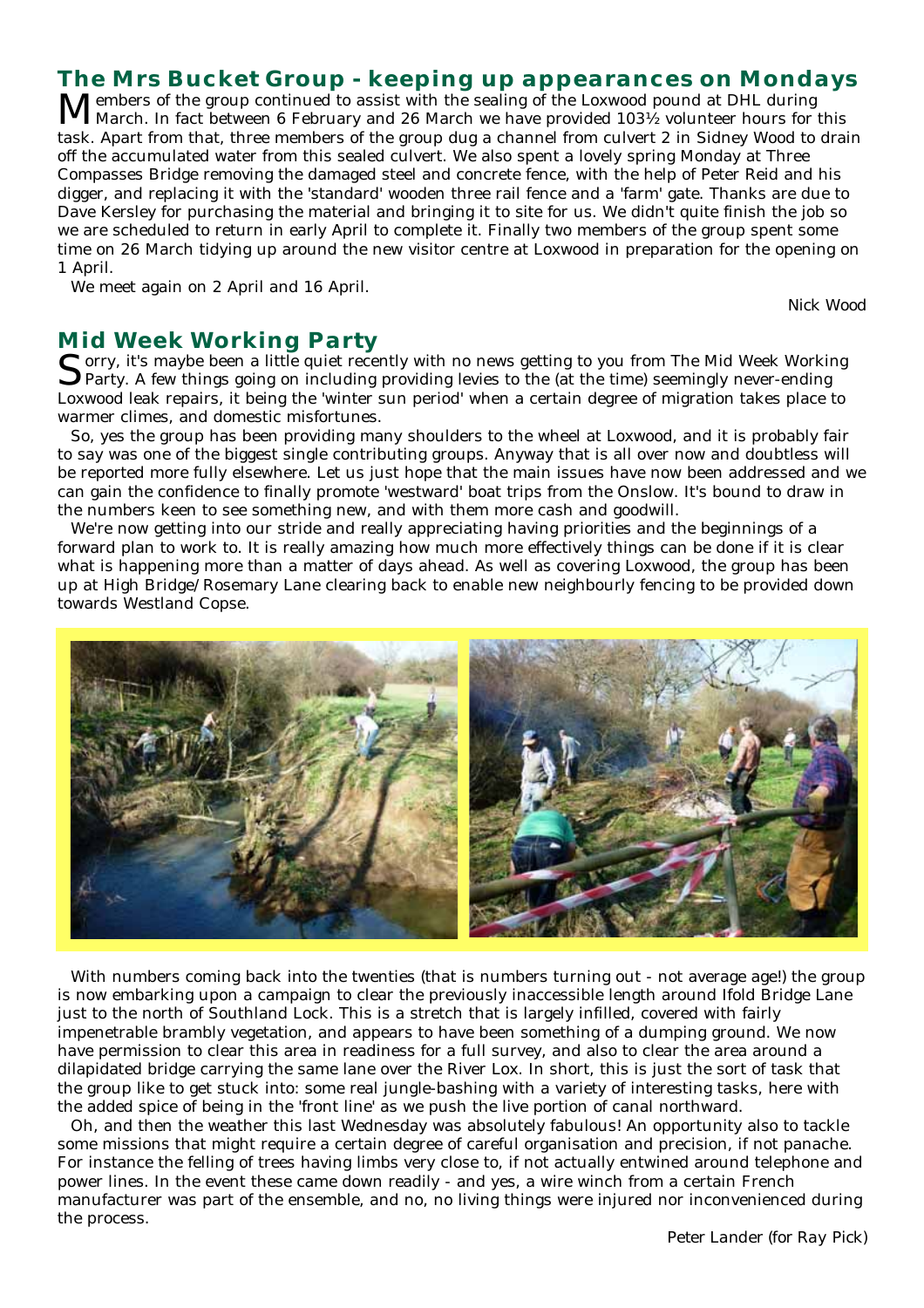## The Mrs Bucket Group - keeping up appearances on Mondays

Members of the group continued to assist with the sealing of the Loxwood pound at DHL during March. In fact between 6 February and 26 March we have provided 103½ volunteer hours for this task. Apart from that, three members of the group dug a channel from culvert 2 in Sidney Wood to drain off the accumulated water from this sealed culvert. We also spent a lovely spring Monday at Three Compasses Bridge removing the damaged steel and concrete fence, with the help of Peter Reid and his digger, and replacing it with the 'standard' wooden three rail fence and a 'farm' gate. Thanks are due to Dave Kersley for purchasing the material and bringing it to site for us. We didn't quite finish the job so we are scheduled to return in early April to complete it. Finally two members of the group spent some time on 26 March tidying up around the new visitor centre at Loxwood in preparation for the opening on 1 April.

We meet again on 2 April and 16 April.

Nick Wood

## Mid Week Working Party

Sorry, it's maybe been a little quiet recently with no news getting to you from The Mid Week Working Party. A few things going on including providing levies to the (at the time) seemingly never-ending Loxwood leak repairs, it being the 'winter sun period' when a certain degree of migration takes place to warmer climes, and domestic misfortunes.

So, yes the group has been providing many shoulders to the wheel at Loxwood, and it is probably fair to say was one of the biggest single contributing groups. Anyway that is all over now and doubtless will be reported more fully elsewhere. Let us just hope that the main issues have now been addressed and we can gain the confidence to finally promote 'westward' boat trips from the Onslow. It's bound to draw in the numbers keen to see something new, and with them more cash and goodwill.

We're now getting into our stride and really appreciating having priorities and the beginnings of a forward plan to work to. It is really amazing how much more effectively things can be done if it is clear what is happening more than a matter of days ahead. As well as covering Loxwood, the group has been up at High Bridge/Rosemary Lane clearing back to enable new neighbourly fencing to be provided down towards Westland Copse.

With numbers coming back into the twenties (that is numbers turning out - not average age!) the group is now embarking upon a campaign to clear the previously inaccessible length around Ifold Bridge Lane just to the north of Southland Lock. This is a stretch that is largely infilled, covered with fairly impenetrable brambly vegetation, and appears to have been something of a dumping ground. We now have permission to clear this area in readiness for a full survey, and also to clear the area around a dilapidated bridge carrying the same lane over the River Lox. In short, this is just the sort of task that the group like to get stuck into: some real jungle-bashing with a variety of interesting tasks, here with the added spice of being in the 'front line' as we push the live portion of canal northward.

Oh, and then the weather this last Wednesday was absolutely fabulous! An opportunity also to tackle some missions that might require a certain degree of careful organisation and precision, if not panache. For instance the felling of trees having limbs very close to, if not actually entwined around telephone and power lines. In the event these came down readily - and yes, a wire winch from a certain French manufacturer was part of the ensemble, and no, no living things were injured nor inconvenienced during the process.

Peter Lander (for Ray Pick)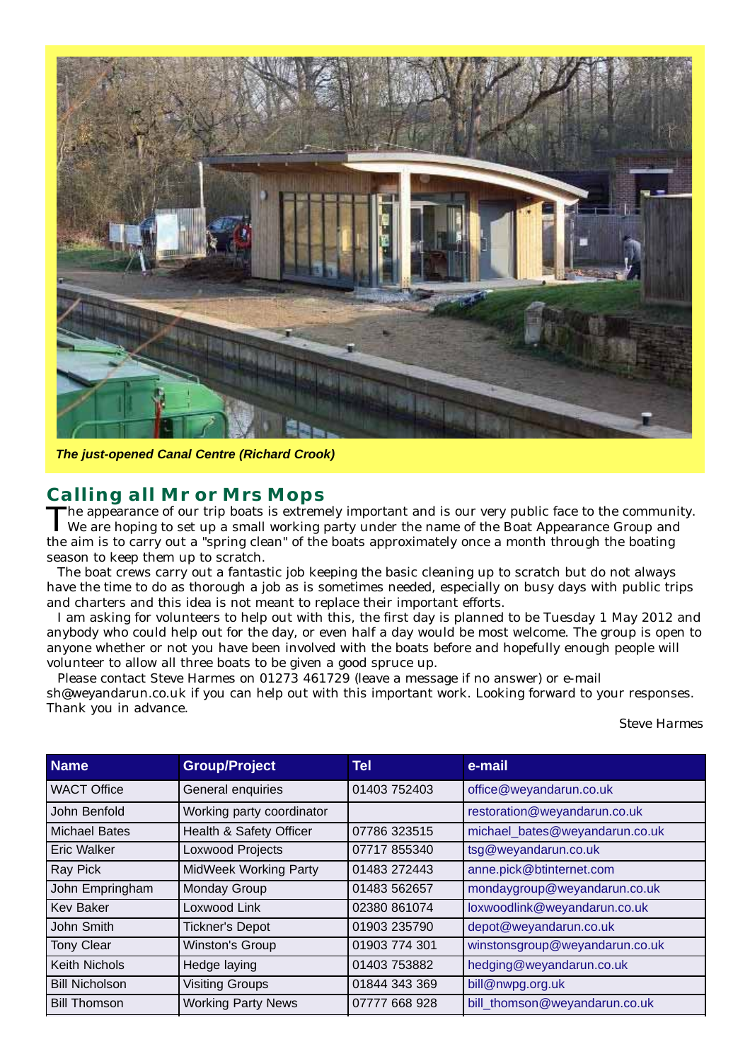*The just-opened Canal Centre (Richard Crook)*

## Calling all Mr or Mrs Mops

The appearance of our trip boats is extremely important and is our very public face to the community. We are hoping to set up a small working party under the name of the Boat Appearance Group and the aim is to carry out a "spring clean" of the boats approximately once a month through the boating season to keep them up to scratch.

The boat crews carry out a fantastic job keeping the basic cleaning up to scratch but do not always have the time to do as thorough a job as is sometimes needed, especially on busy days with public trips and charters and this idea is not meant to replace their important efforts.

I am asking for volunteers to help out with this, the first day is planned to be Tuesday 1 May 2012 and anybody who could help out for the day, or even half a day would be most welcome. The group is open to anyone whether or not you have been involved with the boats before and hopefully enough people will volunteer to allow all three boats to be given a good spruce up.

Please contact Steve Harmes on 01273 461729 (leave a message if no answer) or e-mail sh@weyandarun.co.uk if you can help out with this important work. Looking forward to your responses. Thank you in advance.

*Steve Harmes*

| Name | Group/Project | Tel | e-mail |
|---|---|---|---|
| WACT Office | General enquiries | 01403 752403 | office@weyandarun.co.uk |
| John Benfold | Working party coordinator | | restoration@weyandarun.co.uk |
| Michael Bates | Health & Safety Officer | 07786 323515 | michael_bates@weyandarun.co.uk |
| Eric Walker | Loxwood Projects | 07717 855340 | tsg@weyandarun.co.uk |
| Ray Pick | MidWeek Working Party | 01483 272443 | anne.pick@btinternet.com |
| John Empringham | Monday Group | 01483 562657 | mondaygroup@weyandarun.co.uk |
| Kev Baker | Loxwood Link | 02380 861074 | loxwoodlink@weyandarun.co.uk |
| John Smith | Tickner's Depot | 01903 235790 | depot@weyandarun.co.uk |
| Tony Clear | Winston's Group | 01903 774 301 | winstonsgroup@weyandarun.co.uk |
| Keith Nichols | Hedge laying | 01403 753882 | hedging@weyandarun.co.uk |
| Bill Nicholson | Visiting Groups | 01844 343 369 | bill@nwpg.org.uk |
| Bill Thomson | Working Party News | 07777 668 928 | bill_thomson@weyandarun.co.uk |